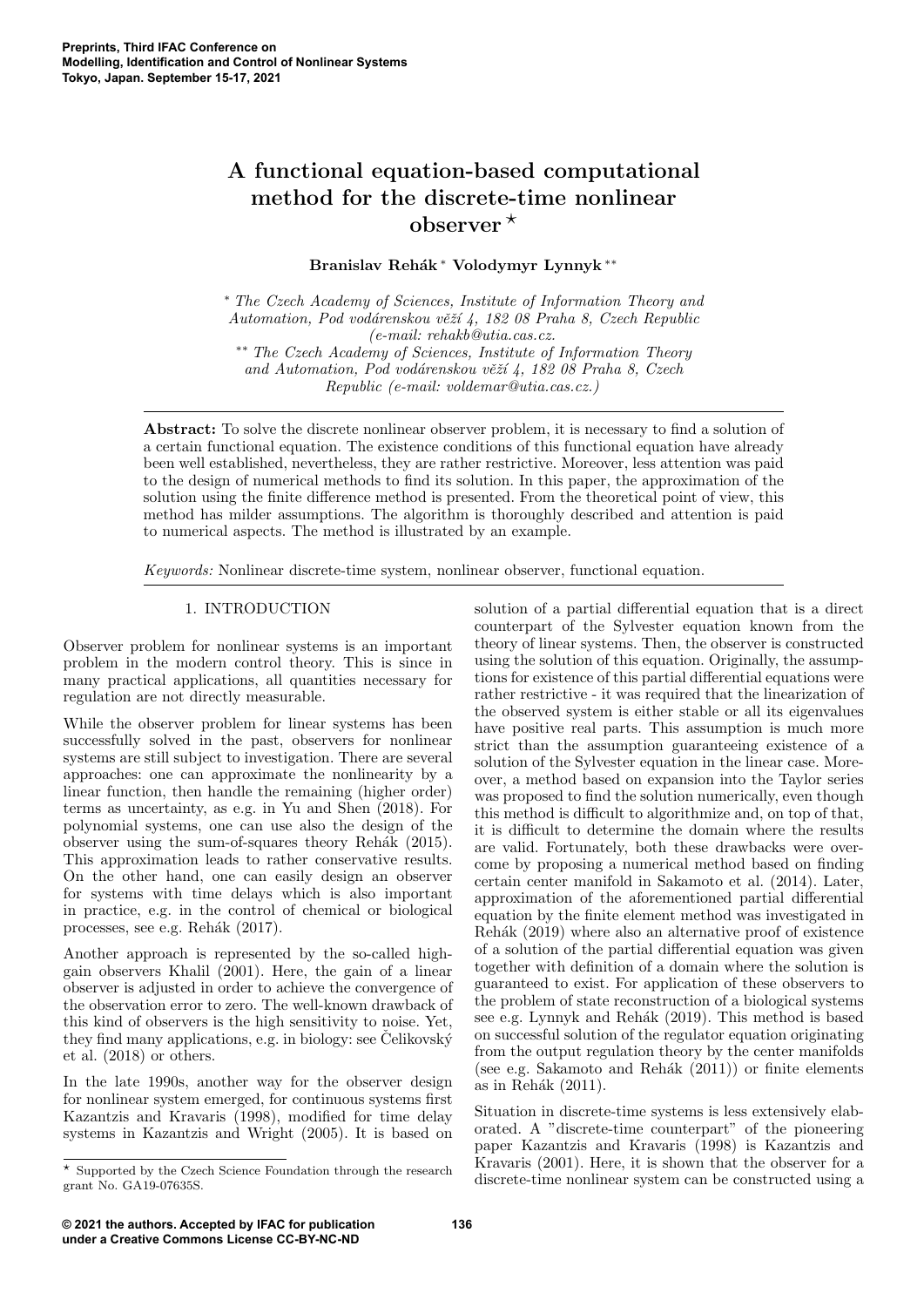# A functional equation-based computational method for the discrete-time nonlinear observer ⋆

**Branislav Rehák** * **Volodymyr Lynnyk** **

\* *The Czech Academy of Sciences, Institute of Information Theory and Automation, Pod vodárenskou věží 4, 182 08 Praha 8, Czech Republic (e-mail: rehakb@utia.cas.cz.*

\*\* *The Czech Academy of Sciences, Institute of Information Theory and Automation, Pod vodárenskou věží 4, 182 08 Praha 8, Czech Republic (e-mail: voldemar@utia.cas.cz.)*

---

**Abstract:** To solve the discrete nonlinear observer problem, it is necessary to find a solution of a certain functional equation. The existence conditions of this functional equation have already been well established, nevertheless, they are rather restrictive. Moreover, less attention was paid to the design of numerical methods to find its solution. In this paper, the approximation of the solution using the finite difference method is presented. From the theoretical point of view, this method has milder assumptions. The algorithm is thoroughly described and attention is paid to numerical aspects. The method is illustrated by an example.

*Keywords:* Nonlinear discrete-time system, nonlinear observer, functional equation.

---

## 1. INTRODUCTION

Observer problem for nonlinear systems is an important problem in the modern control theory. This is since in many practical applications, all quantities necessary for regulation are not directly measurable.

While the observer problem for linear systems has been successfully solved in the past, observers for nonlinear systems are still subject to investigation. There are several approaches: one can approximate the nonlinearity by a linear function, then handle the remaining (higher order) terms as uncertainty, as e.g. in Yu and Shen (2018). For polynomial systems, one can use also the design of the observer using the sum-of-squares theory Rehák (2015). This approximation leads to rather conservative results. On the other hand, one can easily design an observer for systems with time delays which is also important in practice, e.g. in the control of chemical or biological processes, see e.g. Rehák (2017).

Another approach is represented by the so-called high-gain observers Khalil (2001). Here, the gain of a linear observer is adjusted in order to achieve the convergence of the observation error to zero. The well-known drawback of this kind of observers is the high sensitivity to noise. Yet, they find many applications, e.g. in biology: see Čelikovský et al. (2018) or others.

In the late 1990s, another way for the observer design for nonlinear system emerged, for continuous systems first Kazantzis and Kravaris (1998), modified for time delay systems in Kazantzis and Wright (2005). It is based on solution of a partial differential equation that is a direct counterpart of the Sylvester equation known from the theory of linear systems. Then, the observer is constructed using the solution of this equation. Originally, the assumptions for existence of this partial differential equations were rather restrictive - it was required that the linearization of the observed system is either stable or all its eigenvalues have positive real parts. This assumption is much more strict than the assumption guaranteeing existence of a solution of the Sylvester equation in the linear case. Moreover, a method based on expansion into the Taylor series was proposed to find the solution numerically, even though this method is difficult to algorithmize and, on top of that, it is difficult to determine the domain where the results are valid. Fortunately, both these drawbacks were overcome by proposing a numerical method based on finding certain center manifold in Sakamoto et al. (2014). Later, approximation of the aforementioned partial differential equation by the finite element method was investigated in Rehák (2019) where also an alternative proof of existence of a solution of the partial differential equation was given together with definition of a domain where the solution is guaranteed to exist. For application of these observers to the problem of state reconstruction of a biological systems see e.g. Lynnyk and Rehák (2019). This method is based on successful solution of the regulator equation originating from the output regulation theory by the center manifolds (see e.g. Sakamoto and Rehák (2011)) or finite elements as in Rehák (2011).

Situation in discrete-time systems is less extensively elaborated. A "discrete-time counterpart" of the pioneering paper Kazantzis and Kravaris (1998) is Kazantzis and Kravaris (2001). Here, it is shown that the observer for a discrete-time nonlinear system can be constructed using a

⋆ Supported by the Czech Science Foundation through the research grant No. GA19-07635S.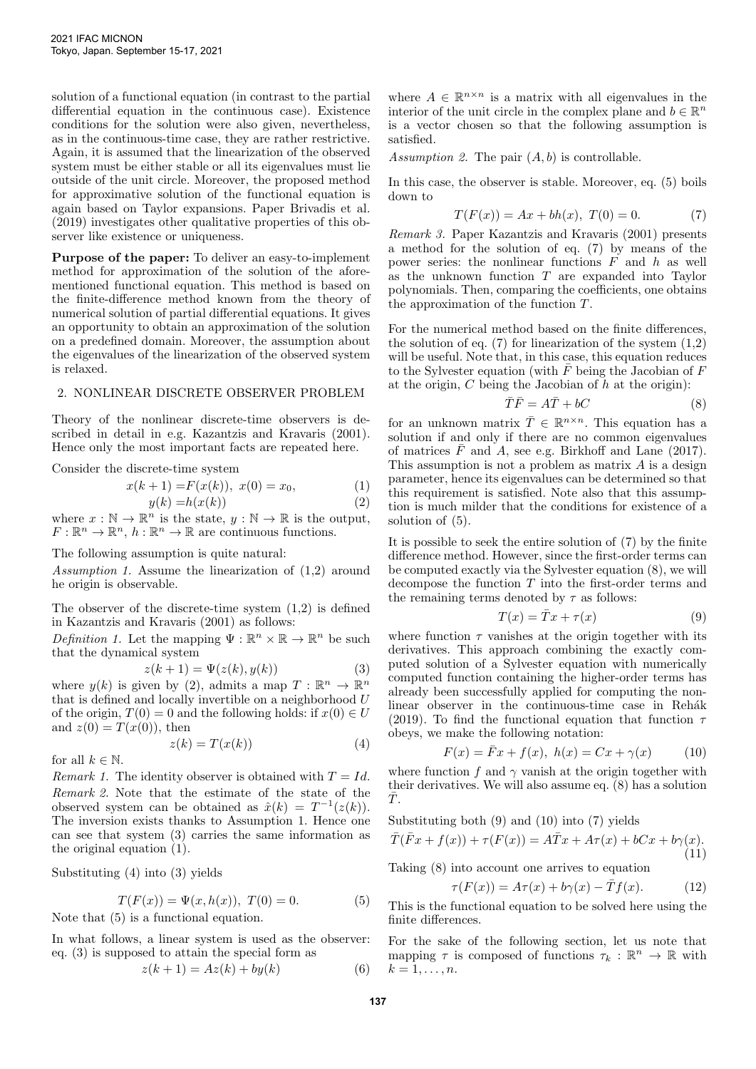solution of a functional equation (in contrast to the partial differential equation in the continuous case). Existence conditions for the solution were also given, nevertheless, as in the continuous-time case, they are rather restrictive. Again, it is assumed that the linearization of the observed system must be either stable or all its eigenvalues must lie outside of the unit circle. Moreover, the proposed method for approximative solution of the functional equation is again based on Taylor expansions. Paper Brivadis et al. (2019) investigates other qualitative properties of this observer like existence or uniqueness.

**Purpose of the paper:** To deliver an easy-to-implement method for approximation of the solution of the aforementioned functional equation. This method is based on the finite-difference method known from the theory of numerical solution of partial differential equations. It gives an opportunity to obtain an approximation of the solution on a predefined domain. Moreover, the assumption about the eigenvalues of the linearization of the observed system is relaxed.

## 2. NONLINEAR DISCRETE OBSERVER PROBLEM

Theory of the nonlinear discrete-time observers is described in detail in e.g. Kazantzis and Kravaris (2001). Hence only the most important facts are repeated here.

Consider the discrete-time system

$$x(k+1) = F(x(k)),\ x(0) = x_0, \tag{1}$$
$$y(k) = h(x(k)) \tag{2}$$

where $x : \mathbb{N} \to \mathbb{R}^n$ is the state, $y : \mathbb{N} \to \mathbb{R}$ is the output, $F : \mathbb{R}^n \to \mathbb{R}^n$, $h : \mathbb{R}^n \to \mathbb{R}$ are continuous functions.

The following assumption is quite natural:

*Assumption 1.* Assume the linearization of (1,2) around he origin is observable.

The observer of the discrete-time system (1,2) is defined in Kazantzis and Kravaris (2001) as follows:

*Definition 1.* Let the mapping $\Psi : \mathbb{R}^n \times \mathbb{R} \to \mathbb{R}^n$ be such that the dynamical system

$$z(k+1) = \Psi(z(k), y(k)) \tag{3}$$

where $y(k)$ is given by (2), admits a map $T : \mathbb{R}^n \to \mathbb{R}^n$ that is defined and locally invertible on a neighborhood $U$ of the origin, $T(0) = 0$ and the following holds: if $x(0) \in U$ and $z(0) = T(x(0))$, then

$$z(k) = T(x(k)) \tag{4}$$

for all $k \in \mathbb{N}$.

*Remark 1.* The identity observer is obtained with $T = Id$.

*Remark 2.* Note that the estimate of the state of the observed system can be obtained as $\hat{x}(k) = T^{-1}(z(k))$. The inversion exists thanks to Assumption 1. Hence one can see that system (3) carries the same information as the original equation (1).

Substituting (4) into (3) yields

$$T(F(x)) = \Psi(x, h(x)),\ T(0) = 0. \tag{5}$$

Note that (5) is a functional equation.

In what follows, a linear system is used as the observer: eq. (3) is supposed to attain the special form as

$$z(k+1) = Az(k) + by(k) \tag{6}$$

where $A \in \mathbb{R}^{n\times n}$ is a matrix with all eigenvalues in the interior of the unit circle in the complex plane and $b \in \mathbb{R}^n$ is a vector chosen so that the following assumption is satisfied.

*Assumption 2.* The pair $(A, b)$ is controllable.

In this case, the observer is stable. Moreover, eq. (5) boils down to

$$T(F(x)) = Ax + bh(x),\ T(0) = 0. \tag{7}$$

*Remark 3.* Paper Kazantzis and Kravaris (2001) presents a method for the solution of eq. (7) by means of the power series: the nonlinear functions $F$ and $h$ as well as the unknown function $T$ are expanded into Taylor polynomials. Then, comparing the coefficients, one obtains the approximation of the function $T$.

For the numerical method based on the finite differences, the solution of eq. (7) for linearization of the system (1,2) will be useful. Note that, in this case, this equation reduces to the Sylvester equation (with $\bar{F}$ being the Jacobian of $F$ at the origin, $C$ being the Jacobian of $h$ at the origin):

$$\bar{T}\bar{F} = A\bar{T} + bC \tag{8}$$

for an unknown matrix $\bar{T} \in \mathbb{R}^{n\times n}$. This equation has a solution if and only if there are no common eigenvalues of matrices $\bar{F}$ and $A$, see e.g. Birkhoff and Lane (2017). This assumption is not a problem as matrix $A$ is a design parameter, hence its eigenvalues can be determined so that this requirement is satisfied. Note also that this assumption is much milder that the conditions for existence of a solution of (5).

It is possible to seek the entire solution of (7) by the finite difference method. However, since the first-order terms can be computed exactly via the Sylvester equation (8), we will decompose the function $T$ into the first-order terms and the remaining terms denoted by $\tau$ as follows:

$$T(x) = \bar{T}x + \tau(x) \tag{9}$$

where function $\tau$ vanishes at the origin together with its derivatives. This approach combining the exactly computed solution of a Sylvester equation with numerically computed function containing the higher-order terms has already been successfully applied for computing the nonlinear observer in the continuous-time case in Rehák (2019). To find the functional equation that function $\tau$ obeys, we make the following notation:

$$F(x) = \bar{F}x + f(x),\ h(x) = Cx + \gamma(x) \tag{10}$$

where function $f$ and $\gamma$ vanish at the origin together with their derivatives. We will also assume eq. (8) has a solution $\bar{T}$.

Substituting both (9) and (10) into (7) yields

$$\bar{T}(\bar{F}x + f(x)) + \tau(F(x)) = A\bar{T}x + A\tau(x) + bCx + b\gamma(x). \tag{11}$$

Taking (8) into account one arrives to equation

$$\tau(F(x)) = A\tau(x) + b\gamma(x) - \bar{T}f(x). \tag{12}$$

This is the functional equation to be solved here using the finite differences.

For the sake of the following section, let us note that mapping $\tau$ is composed of functions $\tau_k : \mathbb{R}^n \to \mathbb{R}$ with $k = 1, \ldots, n$.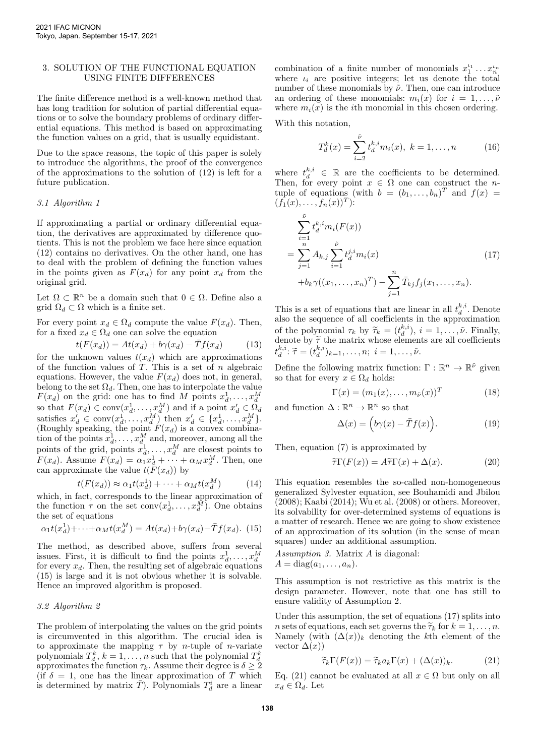## 3. SOLUTION OF THE FUNCTIONAL EQUATION USING FINITE DIFFERENCES

The finite difference method is a well-known method that has long tradition for solution of partial differential equations or to solve the boundary problems of ordinary differential equations. This method is based on approximating the function values on a grid, that is usually equidistant.

Due to the space reasons, the topic of this paper is solely to introduce the algorithms, the proof of the convergence of the approximations to the solution of (12) is left for a future publication.

### 3.1 Algorithm 1

If approximating a partial or ordinary differential equation, the derivatives are approximated by difference quotients. This is not the problem we face here since equation (12) contains no derivatives. On the other hand, one has to deal with the problem of defining the function values in the points given as $F(x_d)$ for any point $x_d$ from the original grid.

Let $\Omega \subset \mathbb{R}^n$ be a domain such that $0 \in \Omega$. Define also a grid $\Omega_d \subset \Omega$ which is a finite set.

For every point $x_d \in \Omega_d$ compute the value $F(x_d)$. Then, for a fixed $x_d \in \Omega_d$ one can solve the equation

$$t(F(x_d)) = At(x_d) + b\gamma(x_d) - \bar{T}f(x_d) \tag{13}$$

for the unknown values $t(x_d)$ which are approximations of the function values of $T$. This is a set of $n$ algebraic equations. However, the value $F(x_d)$ does not, in general, belong to the set $\Omega_d$. Then, one has to interpolate the value $F(x_d)$ on the grid: one has to find $M$ points $x_d^1, \dots, x_d^M$ so that $F(x_d) \in \operatorname{conv}(x_d^1, \dots, x_d^M)$ and if a point $x'_d \in \Omega_d$ satisfies $x'_d \in \operatorname{conv}(x_d^1, \dots, x_d^M)$ then $x'_d \in \{x_d^1, \dots, x_d^M\}$. (Roughly speaking, the point $F(x_d)$ is a convex combination of the points $x_d^1, \dots, x_d^M$ and, moreover, among all the points of the grid, points $x_d^1, \dots, x_d^M$ are closest points to $F(x_d)$. Assume $F(x_d) = \alpha_1 x_d^1 + \cdots + \alpha_M x_d^M$. Then, one can approximate the value $t(F(x_d))$ by

$$t(F(x_d)) \approx \alpha_1 t(x_d^1) + \cdots + \alpha_M t(x_d^M) \tag{14}$$

which, in fact, corresponds to the linear approximation of the function $\tau$ on the set $\operatorname{conv}(x_d^1, \dots, x_d^M)$. One obtains the set of equations

$$\alpha_1 t(x_d^1) + \cdots + \alpha_M t(x_d^M) = At(x_d) + b\gamma(x_d) - \bar{T}f(x_d). \tag{15}$$

The method, as described above, suffers from several issues. First, it is difficult to find the points $x_d^1, \dots, x_d^M$ for every $x_d$. Then, the resulting set of algebraic equations (15) is large and it is not obvious whether it is solvable. Hence an improved algorithm is proposed.

### 3.2 Algorithm 2

The problem of interpolating the values on the grid points is circumvented in this algorithm. The crucial idea is to approximate the mapping $\tau$ by $n$-tuple of $n$-variate polynomials $T_d^k$, $k = 1, \dots, n$ such that the polynomial $T_d^k$ approximates the function $\tau_k$. Assume their degree is $\delta \geq 2$ (if $\delta = 1$, one has the linear approximation of $T$ which is determined by matrix $\bar{T}$). Polynomials $T_d^i$ are a linear combination of a finite number of monomials $x_1^{\iota_1} \dots x_n^{\iota_n}$ where $\iota_i$ are positive integers; let us denote the total number of these monomials by $\tilde{\nu}$. Then, one can introduce an ordering of these monomials: $m_i(x)$ for $i = 1, \dots, \tilde{\nu}$ where $m_i(x)$ is the $i$th monomial in this chosen ordering.

With this notation,

$$T_d^k(x) = \sum_{i=2}^{\tilde{\nu}} t_d^{k,i} m_i(x), \ k = 1, \dots, n \tag{16}$$

where $t_d^{k,i} \in \mathbb{R}$ are the coefficients to be determined. Then, for every point $x \in \Omega$ one can construct the $n$-tuple of equations (with $b = (b_1, \dots, b_n)^T$ and $f(x) = (f_1(x), \dots, f_n(x))^T$):

$$\begin{aligned} &\sum_{i=1}^{\tilde{\nu}} t_d^{k,i} m_i(F(x)) \\ &= \sum_{j=1}^{n} A_{k,j} \sum_{i=1}^{\tilde{\nu}} t_d^{j,i} m_i(x) \\ &+ b_k \gamma((x_1, \dots, x_n)^T) - \sum_{j=1}^{n} \bar{T}_{kj} f_j(x_1, \dots, x_n). \end{aligned} \tag{17}$$

This is a set of equations that are linear in all $t_d^{k,i}$. Denote also the sequence of all coefficients in the approximation of the polynomial $\tau_k$ by $\widetilde{\tau}_k = (t_d^{k,i})$, $i = 1, \dots, \tilde{\nu}$. Finally, denote by $\widetilde{\tau}$ the matrix whose elements are all coefficients $t_d^{k,i}$: $\widetilde{\tau} = (t_d^{k,i})_{k=1, \dots, n;\ i=1, \dots, \tilde{\nu}}$.

Define the following matrix function: $\Gamma : \mathbb{R}^n \to \mathbb{R}^{\tilde{\nu}}$ given so that for every $x \in \Omega_d$ holds:

$$\Gamma(x) = (m_1(x), \dots, m_{\tilde{\nu}}(x))^T \tag{18}$$

and function $\Delta : \mathbb{R}^n \to \mathbb{R}^n$ so that

$$\Delta(x) = \Big(b\gamma(x) - \bar{T}f(x)\Big). \tag{19}$$

Then, equation (7) is approximated by

$$\widetilde{\tau}\Gamma(F(x)) = A\widetilde{\tau}\Gamma(x) + \Delta(x). \tag{20}$$

This equation resembles the so-called non-homogeneous generalized Sylvester equation, see Bouhamidi and Jbilou (2008); Kaabi (2014); Wu et al. (2008) or others. Moreover, its solvability for over-determined systems of equations is a matter of research. Hence we are going to show existence of an approximation of its solution (in the sense of mean squares) under an additional assumption.

*Assumption 3.* Matrix $A$ is diagonal: $A = \operatorname{diag}(a_1, \dots, a_n)$.

This assumption is not restrictive as this matrix is the design parameter. However, note that one has still to ensure validity of Assumption 2.

Under this assumption, the set of equations (17) splits into $n$ sets of equations, each set governs the $\widetilde{\tau}_k$ for $k = 1, \dots, n$. Namely (with $(\Delta(x))_k$ denoting the $k$th element of the vector $\Delta(x)$)

$$\widetilde{\tau}_k \Gamma(F(x)) = \widetilde{\tau}_k a_k \Gamma(x) + (\Delta(x))_k. \tag{21}$$

Eq. (21) cannot be evaluated at all $x \in \Omega$ but only on all $x_d \in \Omega_d$. Let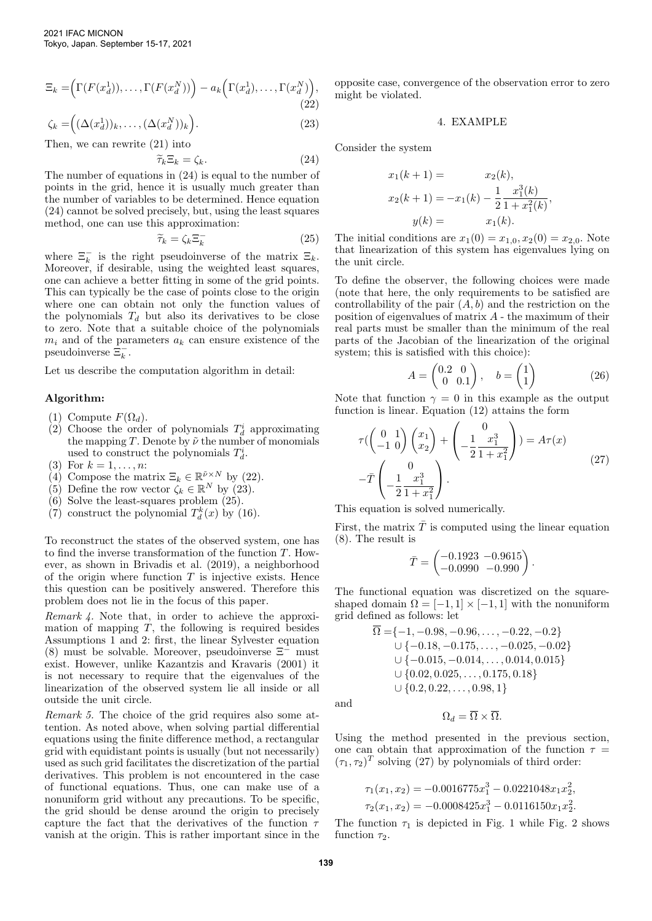$$\Xi_k = \Big(\Gamma(F(x_d^1)), \ldots, \Gamma(F(x_d^N))\Big) - a_k\Big(\Gamma(x_d^1), \ldots, \Gamma(x_d^N)\Big), \tag{22}$$

$$\zeta_k = \Big((\Delta(x_d^1))_k, \ldots, (\Delta(x_d^N))_k\Big). \tag{23}$$

Then, we can rewrite (21) into

$$\widetilde{\tau}_k \Xi_k = \zeta_k. \tag{24}$$

The number of equations in (24) is equal to the number of points in the grid, hence it is usually much greater than the number of variables to be determined. Hence equation (24) cannot be solved precisely, but, using the least squares method, one can use this approximation:

$$\widetilde{\tau}_k = \zeta_k \Xi_k^- \tag{25}$$

where $\Xi_k^-$ is the right pseudoinverse of the matrix $\Xi_k$. Moreover, if desirable, using the weighted least squares, one can achieve a better fitting in some of the grid points. This can typically be the case of points close to the origin where one can obtain not only the function values of the polynomials $T_d$ but also its derivatives to be close to zero. Note that a suitable choice of the polynomials $m_i$ and of the parameters $a_k$ can ensure existence of the pseudoinverse $\Xi_k^-$.

Let us describe the computation algorithm in detail:

**Algorithm:**

(1) Compute $F(\Omega_d)$.
(2) Choose the order of polynomials $T_d^i$ approximating the mapping $T$. Denote by $\tilde{\nu}$ the number of monomials used to construct the polynomials $T_d^i$.
(3) For $k = 1, \ldots, n$:
(4) Compose the matrix $\Xi_k \in \mathbb{R}^{\tilde{\nu} \times N}$ by (22).
(5) Define the row vector $\zeta_k \in \mathbb{R}^N$ by (23).
(6) Solve the least-squares problem (25).
(7) construct the polynomial $T_d^k(x)$ by (16).

To reconstruct the states of the observed system, one has to find the inverse transformation of the function $T$. However, as shown in Brivadis et al. (2019), a neighborhood of the origin where function $T$ is injective exists. Hence this question can be positively answered. Therefore this problem does not lie in the focus of this paper.

*Remark 4.* Note that, in order to achieve the approximation of mapping $T$, the following is required besides Assumptions 1 and 2: first, the linear Sylvester equation (8) must be solvable. Moreover, pseudoinverse $\Xi^-$ must exist. However, unlike Kazantzis and Kravaris (2001) it is not necessary to require that the eigenvalues of the linearization of the observed system lie all inside or all outside the unit circle.

*Remark 5.* The choice of the grid requires also some attention. As noted above, when solving partial differential equations using the finite difference method, a rectangular grid with equidistant points is usually (but not necessarily) used as such grid facilitates the discretization of the partial derivatives. This problem is not encountered in the case of functional equations. Thus, one can make use of a nonuniform grid without any precautions. To be specific, the grid should be dense around the origin to precisely capture the fact that the derivatives of the function $\tau$ vanish at the origin. This is rather important since in the opposite case, convergence of the observation error to zero might be violated.

## 4. EXAMPLE

Consider the system

$$\begin{aligned}
x_1(k+1) &= x_2(k), \\
x_2(k+1) &= -x_1(k) - \frac{1}{2}\frac{x_1^3(k)}{1+x_1^2(k)}, \\
y(k) &= x_1(k).
\end{aligned}$$

The initial conditions are $x_1(0) = x_{1,0}, x_2(0) = x_{2,0}$. Note that linearization of this system has eigenvalues lying on the unit circle.

To define the observer, the following choices were made (note that here, the only requirements to be satisfied are controllability of the pair $(A, b)$ and the restriction on the position of eigenvalues of matrix $A$ - the maximum of their real parts must be smaller than the minimum of the real parts of the Jacobian of the linearization of the original system; this is satisfied with this choice):

$$A = \begin{pmatrix} 0.2 & 0 \\ 0 & 0.1 \end{pmatrix}, \quad b = \begin{pmatrix} 1 \\ 1 \end{pmatrix} \tag{26}$$

Note that function $\gamma = 0$ in this example as the output function is linear. Equation (12) attains the form

$$\begin{aligned}
&\tau\left(\begin{pmatrix} 0 & 1 \\ -1 & 0 \end{pmatrix}\begin{pmatrix} x_1 \\ x_2 \end{pmatrix} + \begin{pmatrix} 0 \\ -\frac{1}{2}\frac{x_1^3}{1+x_1^2} \end{pmatrix}\right) = A\tau(x) \\
&-\bar{T}\begin{pmatrix} 0 \\ -\frac{1}{2}\frac{x_1^3}{1+x_1^2} \end{pmatrix}.
\end{aligned} \tag{27}$$

This equation is solved numerically.

First, the matrix $\bar{T}$ is computed using the linear equation (8). The result is

$$\bar{T} = \begin{pmatrix} -0.1923 & -0.9615 \\ -0.0990 & -0.990 \end{pmatrix}.$$

The functional equation was discretized on the square-shaped domain $\Omega = [-1, 1] \times [-1, 1]$ with the nonuniform grid defined as follows: let

$$\begin{aligned}
\overline{\Omega} = &\{-1, -0.98, -0.96, \ldots, -0.22, -0.2\} \\
&\cup \{-0.18, -0.175, \ldots, -0.025, -0.02\} \\
&\cup \{-0.015, -0.014, \ldots, 0.014, 0.015\} \\
&\cup \{0.02, 0.025, \ldots, 0.175, 0.18\} \\
&\cup \{0.2, 0.22, \ldots, 0.98, 1\}
\end{aligned}$$

and

$$\Omega_d = \overline{\Omega} \times \overline{\Omega}.$$

Using the method presented in the previous section, one can obtain that approximation of the function $\tau = (\tau_1, \tau_2)^T$ solving (27) by polynomials of third order:

$$\begin{aligned}
\tau_1(x_1, x_2) &= -0.0016775x_1^3 - 0.0221048x_1x_2^2, \\
\tau_2(x_1, x_2) &= -0.0008425x_1^3 - 0.0116150x_1x_2^2.
\end{aligned}$$

The function $\tau_1$ is depicted in Fig. 1 while Fig. 2 shows function $\tau_2$.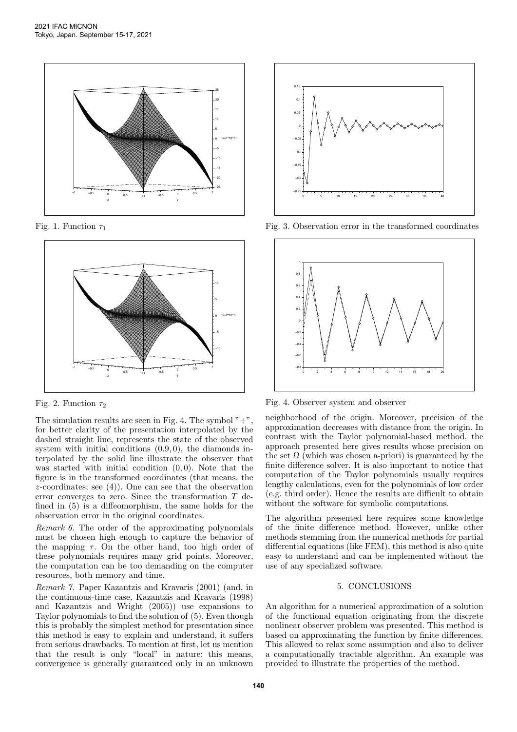Fig. 1. Function $\tau_1$

Fig. 2. Function $\tau_2$

The simulation results are seen in Fig. 4. The symbol "+", for better clarity of the presentation interpolated by the dashed straight line, represents the state of the observed system with initial conditions $(0.9, 0)$, the diamonds interpolated by the solid line illustrate the observer that was started with initial condition $(0, 0)$. Note that the figure is in the transformed coordinates (that means, the $z$-coordinates; see (4)). One can see that the observation error converges to zero. Since the transformation $T$ defined in (5) is a diffeomorphism, the same holds for the observation error in the original coordinates.

*Remark 6.* The order of the approximating polynomials must be chosen high enough to capture the behavior of the mapping $\tau$. On the other hand, too high order of these polynomials requires many grid points. Moreover, the computation can be too demanding on the computer resources, both memory and time.

*Remark 7.* Paper Kazantzis and Kravaris (2001) (and, in the continuous-time case, Kazantzis and Kravaris (1998) and Kazantzis and Wright (2005)) use expansions to Taylor polynomials to find the solution of (5). Even though this is probably the simplest method for presentation since this method is easy to explain and understand, it suffers from serious drawbacks. To mention at first, let us mention that the result is only "local" in nature: this means, convergence is generally guaranteed only in an unknown neighborhood of the origin. Moreover, precision of the approximation decreases with distance from the origin. In contrast with the Taylor polynomial-based method, the approach presented here gives results whose precision on the set $\Omega$ (which was chosen a-priori) is guaranteed by the finite difference solver. It is also important to notice that computation of the Taylor polynomials usually requires lengthy calculations, even for the polynomials of low order (e.g. third order). Hence the results are difficult to obtain without the software for symbolic computations.

Fig. 3. Observation error in the transformed coordinates

Fig. 4. Observer system and observer

The algorithm presented here requires some knowledge of the finite difference method. However, unlike other methods stemming from the numerical methods for partial differential equations (like FEM), this method is also quite easy to understand and can be implemented without the use of any specialized software.

## 5. CONCLUSIONS

An algorithm for a numerical approximation of a solution of the functional equation originating from the discrete nonlinear observer problem was presented. This method is based on approximating the function by finite differences. This allowed to relax some assumption and also to deliver a computationally tractable algorithm. An example was provided to illustrate the properties of the method.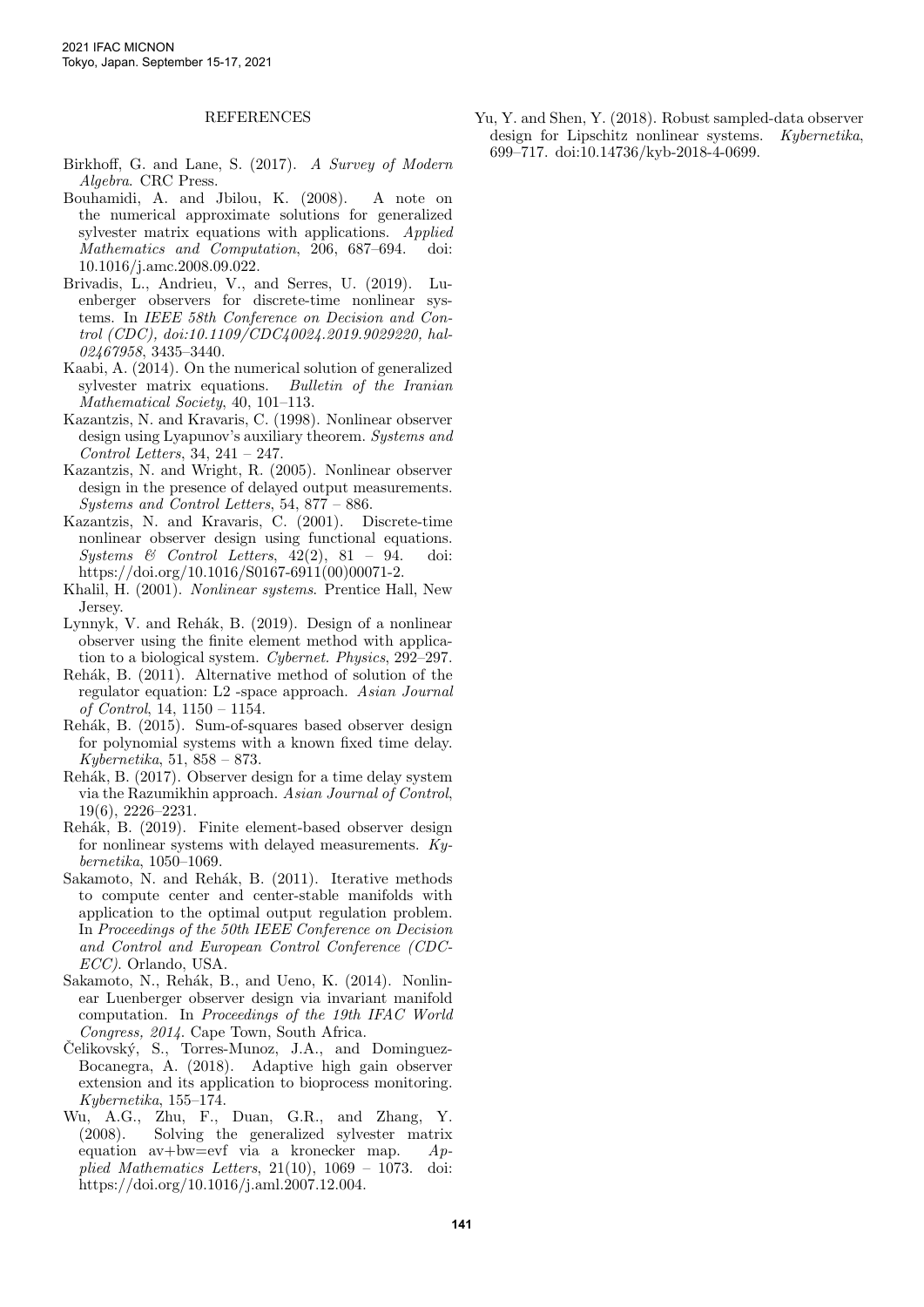## REFERENCES

Birkhoff, G. and Lane, S. (2017). *A Survey of Modern Algebra*. CRC Press.

Bouhamidi, A. and Jbilou, K. (2008). A note on the numerical approximate solutions for generalized sylvester matrix equations with applications. *Applied Mathematics and Computation*, 206, 687–694. doi: 10.1016/j.amc.2008.09.022.

Brivadis, L., Andrieu, V., and Serres, U. (2019). Luenberger observers for discrete-time nonlinear systems. In *IEEE 58th Conference on Decision and Control (CDC), doi:10.1109/CDC40024.2019.9029220, hal-02467958*, 3435–3440.

Kaabi, A. (2014). On the numerical solution of generalized sylvester matrix equations. *Bulletin of the Iranian Mathematical Society*, 40, 101–113.

Kazantzis, N. and Kravaris, C. (1998). Nonlinear observer design using Lyapunov's auxiliary theorem. *Systems and Control Letters*, 34, 241 – 247.

Kazantzis, N. and Wright, R. (2005). Nonlinear observer design in the presence of delayed output measurements. *Systems and Control Letters*, 54, 877 – 886.

Kazantzis, N. and Kravaris, C. (2001). Discrete-time nonlinear observer design using functional equations. *Systems & Control Letters*, 42(2), 81 – 94. doi: https://doi.org/10.1016/S0167-6911(00)00071-2.

Khalil, H. (2001). *Nonlinear systems*. Prentice Hall, New Jersey.

Lynnyk, V. and Rehák, B. (2019). Design of a nonlinear observer using the finite element method with application to a biological system. *Cybernet. Physics*, 292–297.

Rehák, B. (2011). Alternative method of solution of the regulator equation: L2 -space approach. *Asian Journal of Control*, 14, 1150 – 1154.

Rehák, B. (2015). Sum-of-squares based observer design for polynomial systems with a known fixed time delay. *Kybernetika*, 51, 858 – 873.

Rehák, B. (2017). Observer design for a time delay system via the Razumikhin approach. *Asian Journal of Control*, 19(6), 2226–2231.

Rehák, B. (2019). Finite element-based observer design for nonlinear systems with delayed measurements. *Kybernetika*, 1050–1069.

Sakamoto, N. and Rehák, B. (2011). Iterative methods to compute center and center-stable manifolds with application to the optimal output regulation problem. In *Proceedings of the 50th IEEE Conference on Decision and Control and European Control Conference (CDC-ECC)*. Orlando, USA.

Sakamoto, N., Rehák, B., and Ueno, K. (2014). Nonlinear Luenberger observer design via invariant manifold computation. In *Proceedings of the 19th IFAC World Congress, 2014*. Cape Town, South Africa.

Čelikovský, S., Torres-Munoz, J.A., and Dominguez-Bocanegra, A. (2018). Adaptive high gain observer extension and its application to bioprocess monitoring. *Kybernetika*, 155–174.

Wu, A.G., Zhu, F., Duan, G.R., and Zhang, Y. (2008). Solving the generalized sylvester matrix equation av+bw=evf via a kronecker map. *Applied Mathematics Letters*, 21(10), 1069 – 1073. doi: https://doi.org/10.1016/j.aml.2007.12.004.

Yu, Y. and Shen, Y. (2018). Robust sampled-data observer design for Lipschitz nonlinear systems. *Kybernetika*, 699–717. doi:10.14736/kyb-2018-4-0699.